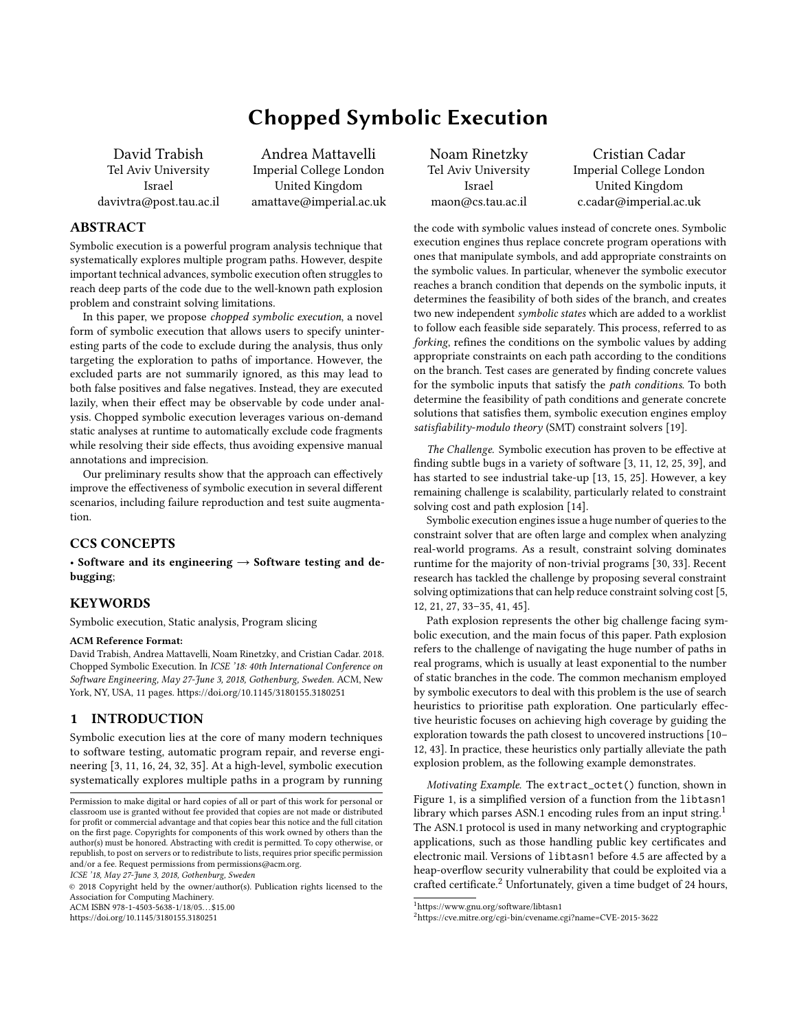# Chopped Symbolic Execution

David Trabish
Tel Aviv University
Israel
davivtra@post.tau.ac.il

Andrea Mattavelli
Imperial College London
United Kingdom
amattave@imperial.ac.uk

Noam Rinetzky
Tel Aviv University
Israel
maon@cs.tau.ac.il

Cristian Cadar
Imperial College London
United Kingdom
c.cadar@imperial.ac.uk

## ABSTRACT

Symbolic execution is a powerful program analysis technique that systematically explores multiple program paths. However, despite important technical advances, symbolic execution often struggles to reach deep parts of the code due to the well-known path explosion problem and constraint solving limitations.

In this paper, we propose *chopped symbolic execution*, a novel form of symbolic execution that allows users to specify uninteresting parts of the code to exclude during the analysis, thus only targeting the exploration to paths of importance. However, the excluded parts are not summarily ignored, as this may lead to both false positives and false negatives. Instead, they are executed lazily, when their effect may be observable by code under analysis. Chopped symbolic execution leverages various on-demand static analyses at runtime to automatically exclude code fragments while resolving their side effects, thus avoiding expensive manual annotations and imprecision.

Our preliminary results show that the approach can effectively improve the effectiveness of symbolic execution in several different scenarios, including failure reproduction and test suite augmentation.

## CCS CONCEPTS

• **Software and its engineering → Software testing and debugging**;

## KEYWORDS

Symbolic execution, Static analysis, Program slicing

**ACM Reference Format:**
David Trabish, Andrea Mattavelli, Noam Rinetzky, and Cristian Cadar. 2018. Chopped Symbolic Execution. In *ICSE '18: 40th International Conference on Software Engineering, May 27-June 3, 2018, Gothenburg, Sweden.* ACM, New York, NY, USA, 11 pages. https://doi.org/10.1145/3180155.3180251

## 1 INTRODUCTION

Symbolic execution lies at the core of many modern techniques to software testing, automatic program repair, and reverse engineering [3, 11, 16, 24, 32, 35]. At a high-level, symbolic execution systematically explores multiple paths in a program by running the code with symbolic values instead of concrete ones. Symbolic execution engines thus replace concrete program operations with ones that manipulate symbols, and add appropriate constraints on the symbolic values. In particular, whenever the symbolic executor reaches a branch condition that depends on the symbolic inputs, it determines the feasibility of both sides of the branch, and creates two new independent *symbolic states* which are added to a worklist to follow each feasible side separately. This process, referred to as *forking*, refines the conditions on the symbolic values by adding appropriate constraints on each path according to the conditions on the branch. Test cases are generated by finding concrete values for the symbolic inputs that satisfy the *path conditions*. To both determine the feasibility of path conditions and generate concrete solutions that satisfies them, symbolic execution engines employ *satisfiability-modulo theory* (SMT) constraint solvers [19].

*The Challenge.* Symbolic execution has proven to be effective at finding subtle bugs in a variety of software [3, 11, 12, 25, 39], and has started to see industrial take-up [13, 15, 25]. However, a key remaining challenge is scalability, particularly related to constraint solving cost and path explosion [14].

Symbolic execution engines issue a huge number of queries to the constraint solver that are often large and complex when analyzing real-world programs. As a result, constraint solving dominates runtime for the majority of non-trivial programs [30, 33]. Recent research has tackled the challenge by proposing several constraint solving optimizations that can help reduce constraint solving cost [5, 12, 21, 27, 33–35, 41, 45].

Path explosion represents the other big challenge facing symbolic execution, and the main focus of this paper. Path explosion refers to the challenge of navigating the huge number of paths in real programs, which is usually at least exponential to the number of static branches in the code. The common mechanism employed by symbolic executors to deal with this problem is the use of search heuristics to prioritise path exploration. One particularly effective heuristic focuses on achieving high coverage by guiding the exploration towards the path closest to uncovered instructions [10–12, 43]. In practice, these heuristics only partially alleviate the path explosion problem, as the following example demonstrates.

*Motivating Example.* The `extract_octet()` function, shown in Figure 1, is a simplified version of a function from the `libtasn1` library which parses ASN.1 encoding rules from an input string.[1] The ASN.1 protocol is used in many networking and cryptographic applications, such as those handling public key certificates and electronic mail. Versions of `libtasn1` before 4.5 are affected by a heap-overflow security vulnerability that could be exploited via a crafted certificate.[2] Unfortunately, given a time budget of 24 hours,

---

Permission to make digital or hard copies of all or part of this work for personal or classroom use is granted without fee provided that copies are not made or distributed for profit or commercial advantage and that copies bear this notice and the full citation on the first page. Copyrights for components of this work owned by others than the author(s) must be honored. Abstracting with credit is permitted. To copy otherwise, or republish, to post on servers or to redistribute to lists, requires prior specific permission and/or a fee. Request permissions from permissions@acm.org.
*ICSE '18, May 27-June 3, 2018, Gothenburg, Sweden*
© 2018 Copyright held by the owner/author(s). Publication rights licensed to the Association for Computing Machinery.
ACM ISBN 978-1-4503-5638-1/18/05…$15.00
https://doi.org/10.1145/3180155.3180251

[1] https://www.gnu.org/software/libtasn1
[2] https://cve.mitre.org/cgi-bin/cvename.cgi?name=CVE-2015-3622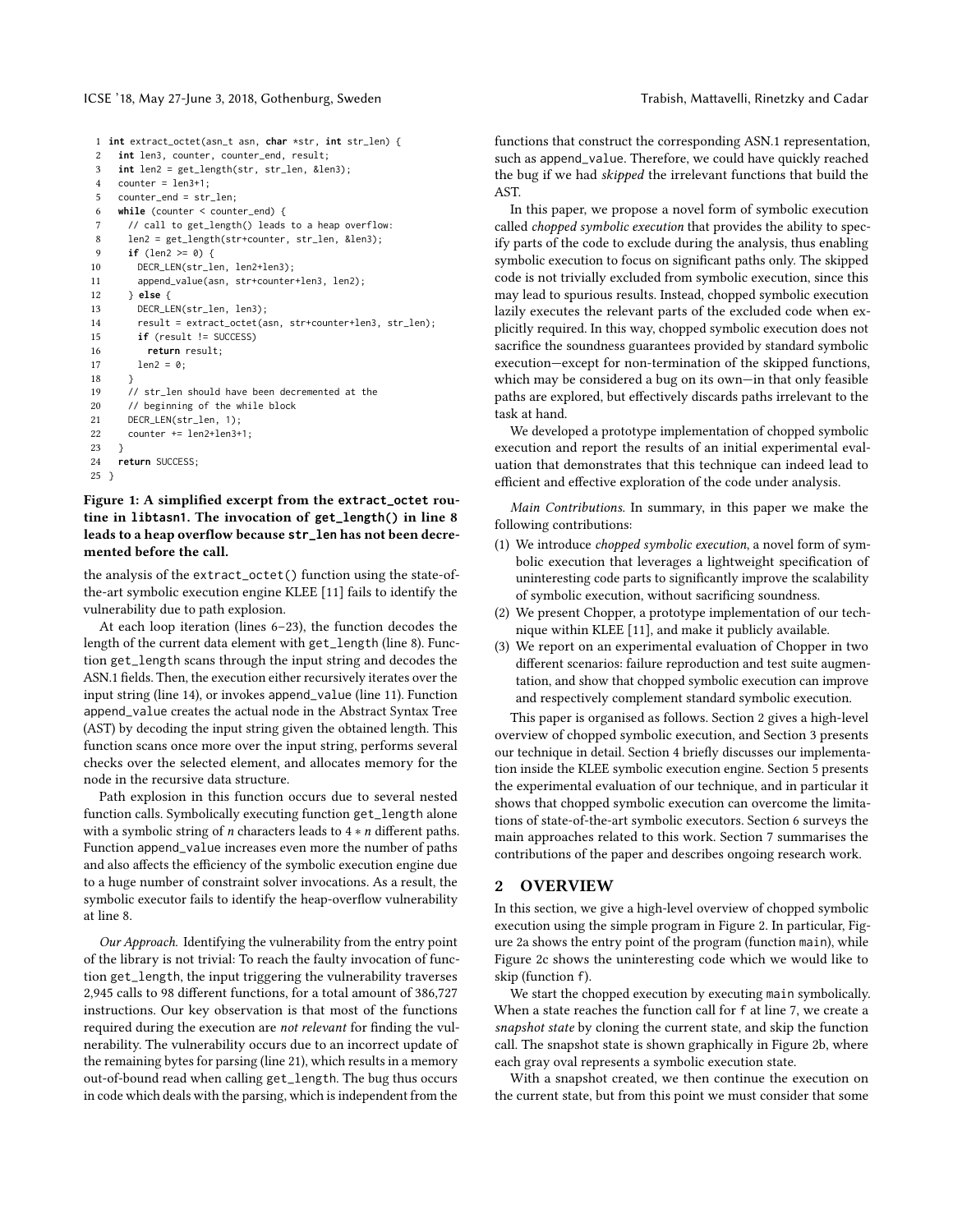```c
1  int extract_octet(asn_t asn, char *str, int str_len) {
2    int len3, counter, counter_end, result;
3    int len2 = get_length(str, str_len, &len3);
4    counter = len3+1;
5    counter_end = str_len;
6    while (counter < counter_end) {
7      // call to get_length() leads to a heap overflow:
8      len2 = get_length(str+counter, str_len, &len3);
9      if (len2 >= 0) {
10       DECR_LEN(str_len, len2+len3);
11       append_value(asn, str+counter+len3, len2);
12     } else {
13       DECR_LEN(str_len, len3);
14       result = extract_octet(asn, str+counter+len3, str_len);
15       if (result != SUCCESS)
16         return result;
17       len2 = 0;
18     }
19     // str_len should have been decremented at the
20     // beginning of the while block
21     DECR_LEN(str_len, 1);
22     counter += len2+len3+1;
23   }
24   return SUCCESS;
25 }
```

**Figure 1: A simplified excerpt from the extract_octet routine in libtasn1. The invocation of get_length() in line 8 leads to a heap overflow because str_len has not been decremented before the call.**

the analysis of the extract_octet() function using the state-of-the-art symbolic execution engine KLEE [11] fails to identify the vulnerability due to path explosion.

At each loop iteration (lines 6–23), the function decodes the length of the current data element with get_length (line 8). Function get_length scans through the input string and decodes the ASN.1 fields. Then, the execution either recursively iterates over the input string (line 14), or invokes append_value (line 11). Function append_value creates the actual node in the Abstract Syntax Tree (AST) by decoding the input string given the obtained length. This function scans once more over the input string, performs several checks over the selected element, and allocates memory for the node in the recursive data structure.

Path explosion in this function occurs due to several nested function calls. Symbolically executing function get_length alone with a symbolic string of $n$ characters leads to $4 * n$ different paths. Function append_value increases even more the number of paths and also affects the efficiency of the symbolic execution engine due to a huge number of constraint solver invocations. As a result, the symbolic executor fails to identify the heap-overflow vulnerability at line 8.

*Our Approach.* Identifying the vulnerability from the entry point of the library is not trivial: To reach the faulty invocation of function get_length, the input triggering the vulnerability traverses 2,945 calls to 98 different functions, for a total amount of 386,727 instructions. Our key observation is that most of the functions required during the execution are *not relevant* for finding the vulnerability. The vulnerability occurs due to an incorrect update of the remaining bytes for parsing (line 21), which results in a memory out-of-bound read when calling get_length. The bug thus occurs in code which deals with the parsing, which is independent from the functions that construct the corresponding ASN.1 representation, such as append_value. Therefore, we could have quickly reached the bug if we had *skipped* the irrelevant functions that build the AST.

In this paper, we propose a novel form of symbolic execution called *chopped symbolic execution* that provides the ability to specify parts of the code to exclude during the analysis, thus enabling symbolic execution to focus on significant paths only. The skipped code is not trivially excluded from symbolic execution, since this may lead to spurious results. Instead, chopped symbolic execution lazily executes the relevant parts of the excluded code when explicitly required. In this way, chopped symbolic execution does not sacrifice the soundness guarantees provided by standard symbolic execution—except for non-termination of the skipped functions, which may be considered a bug on its own—in that only feasible paths are explored, but effectively discards paths irrelevant to the task at hand.

We developed a prototype implementation of chopped symbolic execution and report the results of an initial experimental evaluation that demonstrates that this technique can indeed lead to efficient and effective exploration of the code under analysis.

*Main Contributions.* In summary, in this paper we make the following contributions:

(1) We introduce *chopped symbolic execution*, a novel form of symbolic execution that leverages a lightweight specification of uninteresting code parts to significantly improve the scalability of symbolic execution, without sacrificing soundness.
(2) We present Chopper, a prototype implementation of our technique within KLEE [11], and make it publicly available.
(3) We report on an experimental evaluation of Chopper in two different scenarios: failure reproduction and test suite augmentation, and show that chopped symbolic execution can improve and respectively complement standard symbolic execution.

This paper is organised as follows. Section 2 gives a high-level overview of chopped symbolic execution, and Section 3 presents our technique in detail. Section 4 briefly discusses our implementation inside the KLEE symbolic execution engine. Section 5 presents the experimental evaluation of our technique, and in particular it shows that chopped symbolic execution can overcome the limitations of state-of-the-art symbolic executors. Section 6 surveys the main approaches related to this work. Section 7 summarises the contributions of the paper and describes ongoing research work.

## 2 OVERVIEW

In this section, we give a high-level overview of chopped symbolic execution using the simple program in Figure 2. In particular, Figure 2a shows the entry point of the program (function main), while Figure 2c shows the uninteresting code which we would like to skip (function f).

We start the chopped execution by executing main symbolically. When a state reaches the function call for f at line 7, we create a *snapshot state* by cloning the current state, and skip the function call. The snapshot state is shown graphically in Figure 2b, where each gray oval represents a symbolic execution state.

With a snapshot created, we then continue the execution on the current state, but from this point we must consider that some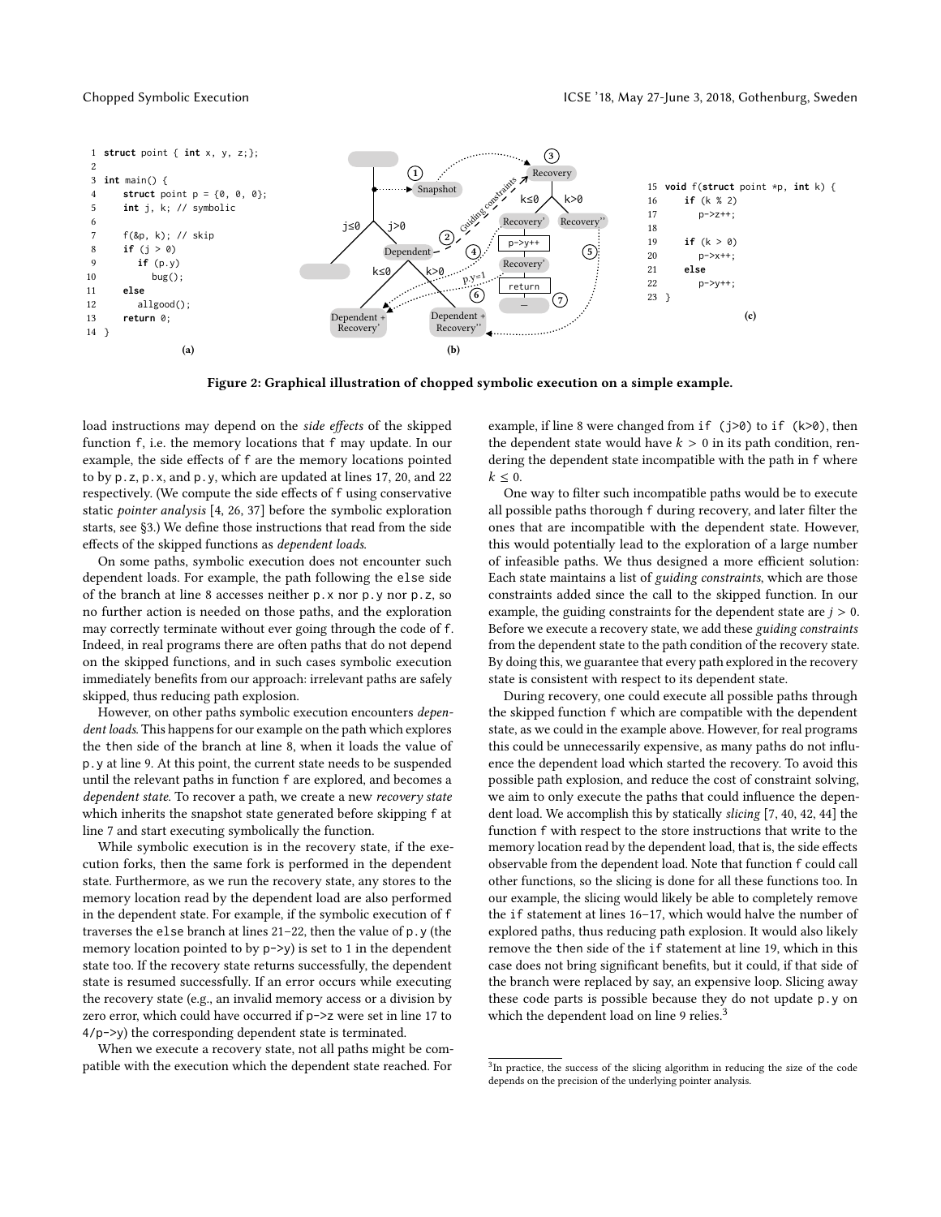```
1  struct point { int x, y, z;};
2
3  int main() {
4      struct point p = {0, 0, 0};
5      int j, k; // symbolic
6
7      f(&p, k); // skip
8      if (j > 0)
9         if (p.y)
10            bug();
11     else
12        allgood();
13     return 0;
14 }
```

(a)

(b)

```
15 void f(struct point *p, int k) {
16     if (k % 2)
17        p->z++;
18
19     if (k > 0)
20        p->x++;
21     else
22        p->y++;
23 }
```

(c)

**Figure 2: Graphical illustration of chopped symbolic execution on a simple example.**

load instructions may depend on the *side effects* of the skipped function f, i.e. the memory locations that f may update. In our example, the side effects of f are the memory locations pointed to by p.z, p.x, and p.y, which are updated at lines 17, 20, and 22 respectively. (We compute the side effects of f using conservative static *pointer analysis* [4, 26, 37] before the symbolic exploration starts, see §3.) We define those instructions that read from the side effects of the skipped functions as *dependent loads*.

On some paths, symbolic execution does not encounter such dependent loads. For example, the path following the else side of the branch at line 8 accesses neither p.x nor p.y nor p.z, so no further action is needed on those paths, and the exploration may correctly terminate without ever going through the code of f. Indeed, in real programs there are often paths that do not depend on the skipped functions, and in such cases symbolic execution immediately benefits from our approach: irrelevant paths are safely skipped, thus reducing path explosion.

However, on other paths symbolic execution encounters *dependent loads*. This happens for our example on the path which explores the then side of the branch at line 8, when it loads the value of p.y at line 9. At this point, the current state needs to be suspended until the relevant paths in function f are explored, and becomes a *dependent state*. To recover a path, we create a new *recovery state* which inherits the snapshot state generated before skipping f at line 7 and start executing symbolically the function.

While symbolic execution is in the recovery state, if the execution forks, then the same fork is performed in the dependent state. Furthermore, as we run the recovery state, any stores to the memory location read by the dependent load are also performed in the dependent state. For example, if the symbolic execution of f traverses the else branch at lines 21–22, then the value of p.y (the memory location pointed to by p->y) is set to 1 in the dependent state too. If the recovery state returns successfully, the dependent state is resumed successfully. If an error occurs while executing the recovery state (e.g., an invalid memory access or a division by zero error, which could have occurred if p->z were set in line 17 to 4/p->y) the corresponding dependent state is terminated.

When we execute a recovery state, not all paths might be compatible with the execution which the dependent state reached. For example, if line 8 were changed from if (j>0) to if (k>0), then the dependent state would have $k > 0$ in its path condition, rendering the dependent state incompatible with the path in f where $k \leq 0$.

One way to filter such incompatible paths would be to execute all possible paths thorough f during recovery, and later filter the ones that are incompatible with the dependent state. However, this would potentially lead to the exploration of a large number of infeasible paths. We thus designed a more efficient solution: Each state maintains a list of *guiding constraints*, which are those constraints added since the call to the skipped function. In our example, the guiding constraints for the dependent state are $j > 0$. Before we execute a recovery state, we add these *guiding constraints* from the dependent state to the path condition of the recovery state. By doing this, we guarantee that every path explored in the recovery state is consistent with respect to its dependent state.

During recovery, one could execute all possible paths through the skipped function f which are compatible with the dependent state, as we could in the example above. However, for real programs this could be unnecessarily expensive, as many paths do not influence the dependent load which started the recovery. To avoid this possible path explosion, and reduce the cost of constraint solving, we aim to only execute the paths that could influence the dependent load. We accomplish this by statically *slicing* [7, 40, 42, 44] the function f with respect to the store instructions that write to the memory location read by the dependent load, that is, the side effects observable from the dependent load. Note that function f could call other functions, so the slicing is done for all these functions too. In our example, the slicing would likely be able to completely remove the if statement at lines 16–17, which would halve the number of explored paths, thus reducing path explosion. It would also likely remove the then side of the if statement at line 19, which in this case does not bring significant benefits, but it could, if that side of the branch were replaced by say, an expensive loop. Slicing away these code parts is possible because they do not update p.y on which the dependent load on line 9 relies.[3]

[3] In practice, the success of the slicing algorithm in reducing the size of the code depends on the precision of the underlying pointer analysis.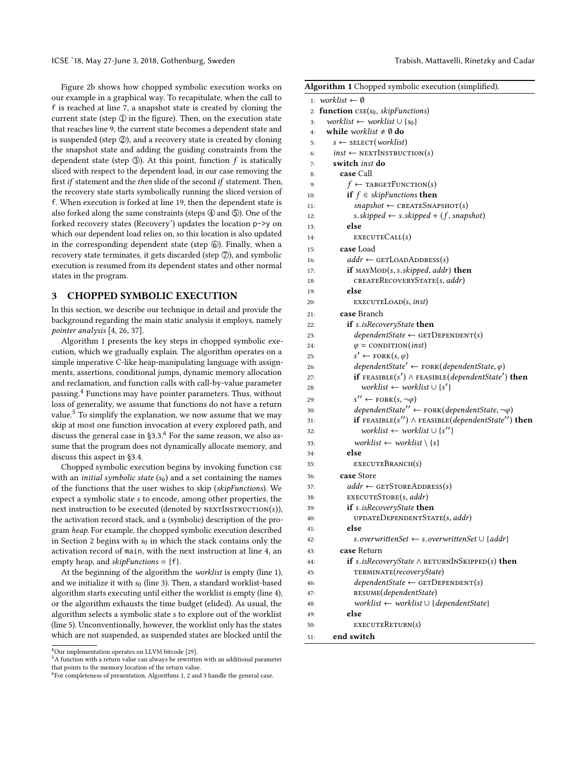Figure 2b shows how chopped symbolic execution works on our example in a graphical way. To recapitulate, when the call to f is reached at line 7, a snapshot state is created by cloning the current state (step ① in the figure). Then, on the execution state that reaches line 9, the current state becomes a dependent state and is suspended (step ②), and a recovery state is created by cloning the snapshot state and adding the guiding constraints from the dependent state (step ③). At this point, function $f$ is statically sliced with respect to the dependent load, in our case removing the first *if* statement and the *then* slide of the second *if* statement. Then, the recovery state starts symbolically running the sliced version of f. When execution is forked at line 19, then the dependent state is also forked along the same constraints (steps ④ and ⑤). One of the forked recovery states (Recovery') updates the location p->y on which our dependent load relies on, so this location is also updated in the corresponding dependent state (step ⑥). Finally, when a recovery state terminates, it gets discarded (step ⑦), and symbolic execution is resumed from its dependent states and other normal states in the program.

## 3 CHOPPED SYMBOLIC EXECUTION

In this section, we describe our technique in detail and provide the background regarding the main static analysis it employs, namely *pointer analysis* [4, 26, 37].

Algorithm 1 presents the key steps in chopped symbolic execution, which we gradually explain. The algorithm operates on a simple imperative C-like heap-manipulating language with assignments, assertions, conditional jumps, dynamic memory allocation and reclamation, and function calls with call-by-value parameter passing.[4] Functions may have pointer parameters. Thus, without loss of generality, we assume that functions do not have a return value.[5] To simplify the explanation, we now assume that we may skip at most one function invocation at every explored path, and discuss the general case in §3.3.[6] For the same reason, we also assume that the program does not dynamically allocate memory, and discuss this aspect in §3.4.

Chopped symbolic execution begins by invoking function CSE with an *initial symbolic state* ($s_0$) and a set containing the names of the functions that the user wishes to skip (*skipFunctions*). We expect a symbolic state $s$ to encode, among other properties, the next instruction to be executed (denoted by NEXTINSTRUCTION($s$)), the activation record stack, and a (symbolic) description of the program *heap*. For example, the chopped symbolic execution described in Section 2 begins with $s_0$ in which the stack contains only the activation record of main, with the next instruction at line 4, an empty heap, and *skipFunctions* = {f}.

At the beginning of the algorithm the *worklist* is empty (line 1), and we initialize it with $s_0$ (line 3). Then, a standard worklist-based algorithm starts executing until either the worklist is empty (line 4), or the algorithm exhausts the time budget (elided). As usual, the algorithm selects a symbolic state $s$ to explore out of the worklist (line 5). Unconventionally, however, the worklist only has the states which are not suspended, as suspended states are blocked until the

**Algorithm 1** Chopped symbolic execution (simplified).

```
1:  worklist ← ∅
2:  function CSE(s0, skipFunctions)
3:    worklist ← worklist ∪ {s0}
4:    while worklist ≠ ∅ do
5:      s ← SELECT(worklist)
6:      inst ← NEXTINSTRUCTION(s)
7:      switch inst do
8:        case Call
9:          f ← TARGETFUNCTION(s)
10:         if f ∈ skipFunctions then
11:           snapshot ← CREATESNAPSHOT(s)
12:           s.skipped ← s.skipped + (f, snapshot)
13:         else
14:           EXECUTECALL(s)
15:       case Load
16:         addr ← GETLOADADDRESS(s)
17:         if MAYMOD(s, s.skipped, addr) then
18:           CREATERECOVERYSTATE(s, addr)
19:         else
20:           EXECUTELOAD(s, inst)
21:       case Branch
22:         if s.isRecoveryState then
23:           dependentState ← GETDEPENDENT(s)
24:           φ = CONDITION(inst)
25:           s' ← FORK(s, φ)
26:           dependentState' ← FORK(dependentState, φ)
27:           if FEASIBLE(s') ∧ FEASIBLE(dependentState') then
28:             worklist ← worklist ∪ {s'}
29:           s'' ← FORK(s, ¬φ)
30:           dependentState'' ← FORK(dependentState, ¬φ)
31:           if FEASIBLE(s'') ∧ FEASIBLE(dependentState'') then
32:             worklist ← worklist ∪ {s''}
33:           worklist ← worklist \ {s}
34:         else
35:           EXECUTEBRANCH(s)
36:       case Store
37:         addr ← GETSTOREADDRESS(s)
38:         EXECUTESTORE(s, addr)
39:         if s.isRecoveryState then
40:           UPDATEDEPENDENTSTATE(s, addr)
41:         else
42:           s.overwrittenSet ← s.overwrittenSet ∪ {addr}
43:       case Return
44:         if s.isRecoveryState ∧ RETURNINSKIPPED(s) then
45:           TERMINATE(recoveryState)
46:           dependentState ← GETDEPENDENT(s)
47:           RESUME(dependentState)
48:           worklist ← worklist ∪ {dependentState}
49:         else
50:           EXECUTERETURN(s)
51:     end switch
```

[4] Our implementation operates on LLVM bitcode [29].

[5] A function with a return value can always be rewritten with an additional parameter that points to the memory location of the return value.

[6] For completeness of presentation, Algorithms 1, 2 and 3 handle the general case.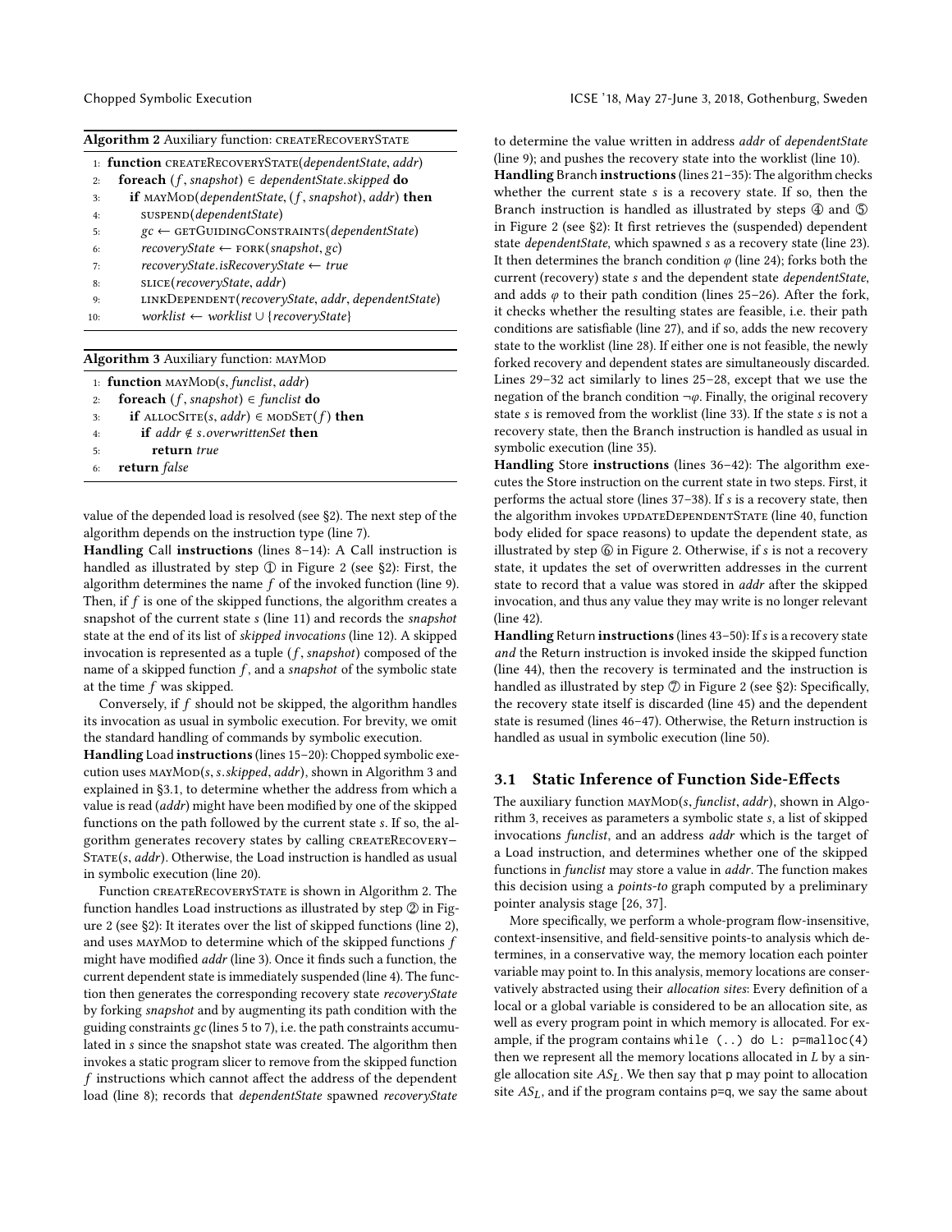**Algorithm 2** Auxiliary function: createRecoveryState

```
1:  function createRecoveryState(dependentState, addr)
2:    foreach (f, snapshot) ∈ dependentState.skipped do
3:      if mayMod(dependentState, (f, snapshot), addr) then
4:        suspend(dependentState)
5:        gc ← getGuidingConstraints(dependentState)
6:        recoveryState ← fork(snapshot, gc)
7:        recoveryState.isRecoveryState ← true
8:        slice(recoveryState, addr)
9:        linkDependent(recoveryState, addr, dependentState)
10:       worklist ← worklist ∪ {recoveryState}
```

**Algorithm 3** Auxiliary function: mayMod

```
1:  function mayMod(s, funclist, addr)
2:    foreach (f, snapshot) ∈ funclist do
3:      if allocSite(s, addr) ∈ modSet(f) then
4:        if addr ∉ s.overwrittenSet then
5:          return true
6:    return false
```

value of the depended load is resolved (see §2). The next step of the algorithm depends on the instruction type (line 7).

**Handling** Call **instructions** (lines 8–14): A Call instruction is handled as illustrated by step ① in Figure 2 (see §2): First, the algorithm determines the name $f$ of the invoked function (line 9). Then, if $f$ is one of the skipped functions, the algorithm creates a snapshot of the current state $s$ (line 11) and records the *snapshot* state at the end of its list of *skipped invocations* (line 12). A skipped invocation is represented as a tuple $(f, snapshot)$ composed of the name of a skipped function $f$, and a *snapshot* of the symbolic state at the time $f$ was skipped.

Conversely, if $f$ should not be skipped, the algorithm handles its invocation as usual in symbolic execution. For brevity, we omit the standard handling of commands by symbolic execution.

**Handling** Load **instructions** (lines 15–20): Chopped symbolic execution uses mayMod($s$, $s$.*skipped*, *addr*), shown in Algorithm 3 and explained in §3.1, to determine whether the address from which a value is read (*addr*) might have been modified by one of the skipped functions on the path followed by the current state $s$. If so, the algorithm generates recovery states by calling createRecovery–State($s$, *addr*). Otherwise, the Load instruction is handled as usual in symbolic execution (line 20).

Function createRecoveryState is shown in Algorithm 2. The function handles Load instructions as illustrated by step ② in Figure 2 (see §2): It iterates over the list of skipped functions (line 2), and uses mayMod to determine which of the skipped functions $f$ might have modified *addr* (line 3). Once it finds such a function, the current dependent state is immediately suspended (line 4). The function then generates the corresponding recovery state *recoveryState* by forking *snapshot* and by augmenting its path condition with the guiding constraints *gc* (lines 5 to 7), i.e. the path constraints accumulated in $s$ since the snapshot state was created. The algorithm then invokes a static program slicer to remove from the skipped function $f$ instructions which cannot affect the address of the dependent load (line 8); records that *dependentState* spawned *recoveryState* to determine the value written in address *addr* of *dependentState* (line 9); and pushes the recovery state into the worklist (line 10).

**Handling** Branch **instructions** (lines 21–35): The algorithm checks whether the current state $s$ is a recovery state. If so, then the Branch instruction is handled as illustrated by steps ④ and ⑤ in Figure 2 (see §2): It first retrieves the (suspended) dependent state *dependentState*, which spawned $s$ as a recovery state (line 23). It then determines the branch condition $\varphi$ (line 24); forks both the current (recovery) state $s$ and the dependent state *dependentState*, and adds $\varphi$ to their path condition (lines 25–26). After the fork, it checks whether the resulting states are feasible, i.e. their path conditions are satisfiable (line 27), and if so, adds the new recovery state to the worklist (line 28). If either one is not feasible, the newly forked recovery and dependent states are simultaneously discarded. Lines 29–32 act similarly to lines 25–28, except that we use the negation of the branch condition $\neg\varphi$. Finally, the original recovery state $s$ is removed from the worklist (line 33). If the state $s$ is not a recovery state, then the Branch instruction is handled as usual in symbolic execution (line 35).

**Handling** Store **instructions** (lines 36–42): The algorithm executes the Store instruction on the current state in two steps. First, it performs the actual store (lines 37–38). If $s$ is a recovery state, then the algorithm invokes updateDependentState (line 40, function body elided for space reasons) to update the dependent state, as illustrated by step ⑥ in Figure 2. Otherwise, if $s$ is not a recovery state, it updates the set of overwritten addresses in the current state to record that a value was stored in *addr* after the skipped invocation, and thus any value they may write is no longer relevant (line 42).

**Handling** Return **instructions** (lines 43–50): If $s$ is a recovery state *and* the Return instruction is invoked inside the skipped function (line 44), then the recovery is terminated and the instruction is handled as illustrated by step ⑦ in Figure 2 (see §2): Specifically, the recovery state itself is discarded (line 45) and the dependent state is resumed (lines 46–47). Otherwise, the Return instruction is handled as usual in symbolic execution (line 50).

### 3.1 Static Inference of Function Side-Effects

The auxiliary function mayMod($s$, *funclist*, *addr*), shown in Algorithm 3, receives as parameters a symbolic state $s$, a list of skipped invocations *funclist*, and an address *addr* which is the target of a Load instruction, and determines whether one of the skipped functions in *funclist* may store a value in *addr*. The function makes this decision using a *points-to* graph computed by a preliminary pointer analysis stage [26, 37].

More specifically, we perform a whole-program flow-insensitive, context-insensitive, and field-sensitive points-to analysis which determines, in a conservative way, the memory location each pointer variable may point to. In this analysis, memory locations are conservatively abstracted using their *allocation sites*: Every definition of a local or a global variable is considered to be an allocation site, as well as every program point in which memory is allocated. For example, if the program contains `while (..) do L: p=malloc(4)` then we represent all the memory locations allocated in $L$ by a single allocation site $AS_L$. We then say that p may point to allocation site $AS_L$, and if the program contains p=q, we say the same about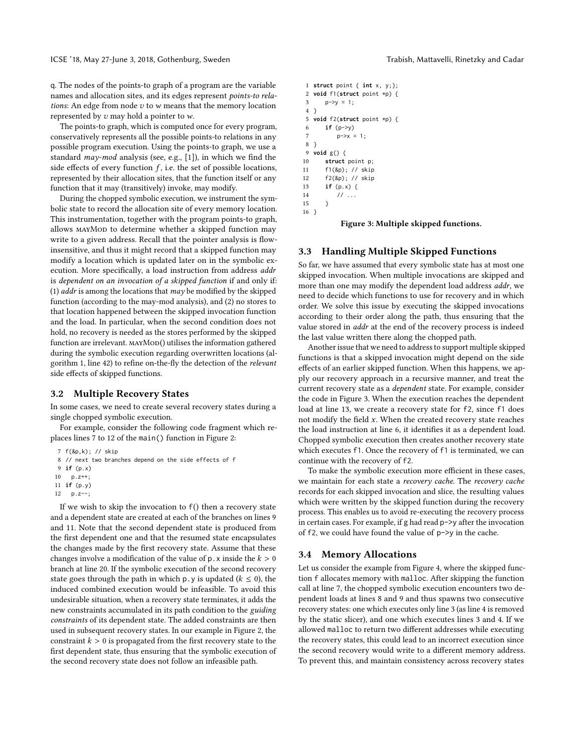q. The nodes of the points-to graph of a program are the variable names and allocation sites, and its edges represent *points-to relations*: An edge from node $v$ to $w$ means that the memory location represented by $v$ may hold a pointer to $w$.

The points-to graph, which is computed once for every program, conservatively represents all the possible points-to relations in any possible program execution. Using the points-to graph, we use a standard *may-mod* analysis (see, e.g., [1]), in which we find the side effects of every function $f$, i.e. the set of possible locations, represented by their allocation sites, that the function itself or any function that it may (transitively) invoke, may modify.

During the chopped symbolic execution, we instrument the symbolic state to record the allocation site of every memory location. This instrumentation, together with the program points-to graph, allows mayMod to determine whether a skipped function may write to a given address. Recall that the pointer analysis is flow-insensitive, and thus it might record that a skipped function may modify a location which is updated later on in the symbolic execution. More specifically, a load instruction from address *addr* is *dependent on an invocation of a skipped function* if and only if: (1) *addr* is among the locations that *may* be modified by the skipped function (according to the may-mod analysis), and (2) no stores to that location happened between the skipped invocation function and the load. In particular, when the second condition does not hold, no recovery is needed as the stores performed by the skipped function are irrelevant. mayMod() utilises the information gathered during the symbolic execution regarding overwritten locations (algorithm 1, line 42) to refine on-the-fly the detection of the *relevant* side effects of skipped functions.

## 3.2 Multiple Recovery States

In some cases, we need to create several recovery states during a single chopped symbolic execution.

For example, consider the following code fragment which replaces lines 7 to 12 of the main() function in Figure 2:

```
 7 f(&p,k); // skip
 8 // next two branches depend on the side effects of f
 9 if (p.x)
10   p.z++;
11 if (p.y)
12   p.z--;
```

If we wish to skip the invocation to f() then a recovery state and a dependent state are created at each of the branches on lines 9 and 11. Note that the second dependent state is produced from the first dependent one and that the resumed state encapsulates the changes made by the first recovery state. Assume that these changes involve a modification of the value of p.x inside the $k > 0$ branch at line 20. If the symbolic execution of the second recovery state goes through the path in which p.y is updated ($k \leq 0$), the induced combined execution would be infeasible. To avoid this undesirable situation, when a recovery state terminates, it adds the new constraints accumulated in its path condition to the *guiding constraints* of its dependent state. The added constraints are then used in subsequent recovery states. In our example in Figure 2, the constraint $k > 0$ is propagated from the first recovery state to the first dependent state, thus ensuring that the symbolic execution of the second recovery state does not follow an infeasible path.

```
 1 struct point { int x, y;};
 2 void f1(struct point *p) {
 3     p->y = 1;
 4 }
 5 void f2(struct point *p) {
 6     if (p->y)
 7         p->x = 1;
 8 }
 9 void g() {
10     struct point p;
11     f1(&p); // skip
12     f2(&p); // skip
13     if (p.x) {
14         // ...
15     }
16 }
```

**Figure 3: Multiple skipped functions.**

## 3.3 Handling Multiple Skipped Functions

So far, we have assumed that every symbolic state has at most one skipped invocation. When multiple invocations are skipped and more than one may modify the dependent load address *addr*, we need to decide which functions to use for recovery and in which order. We solve this issue by executing the skipped invocations according to their order along the path, thus ensuring that the value stored in *addr* at the end of the recovery process is indeed the last value written there along the chopped path.

Another issue that we need to address to support multiple skipped functions is that a skipped invocation might depend on the side effects of an earlier skipped function. When this happens, we apply our recovery approach in a recursive manner, and treat the current recovery state as a *dependent* state. For example, consider the code in Figure 3. When the execution reaches the dependent load at line 13, we create a recovery state for f2, since f1 does not modify the field $x$. When the created recovery state reaches the load instruction at line 6, it identifies it as a dependent load. Chopped symbolic execution then creates another recovery state which executes f1. Once the recovery of f1 is terminated, we can continue with the recovery of f2.

To make the symbolic execution more efficient in these cases, we maintain for each state a *recovery cache*. The *recovery cache* records for each skipped invocation and slice, the resulting values which were written by the skipped function during the recovery process. This enables us to avoid re-executing the recovery process in certain cases. For example, if g had read p->y after the invocation of f2, we could have found the value of p->y in the cache.

## 3.4 Memory Allocations

Let us consider the example from Figure 4, where the skipped function f allocates memory with malloc. After skipping the function call at line 7, the chopped symbolic execution encounters two dependent loads at lines 8 and 9 and thus spawns two consecutive recovery states: one which executes only line 3 (as line 4 is removed by the static slicer), and one which executes lines 3 and 4. If we allowed malloc to return two different addresses while executing the recovery states, this could lead to an incorrect execution since the second recovery would write to a different memory address. To prevent this, and maintain consistency across recovery states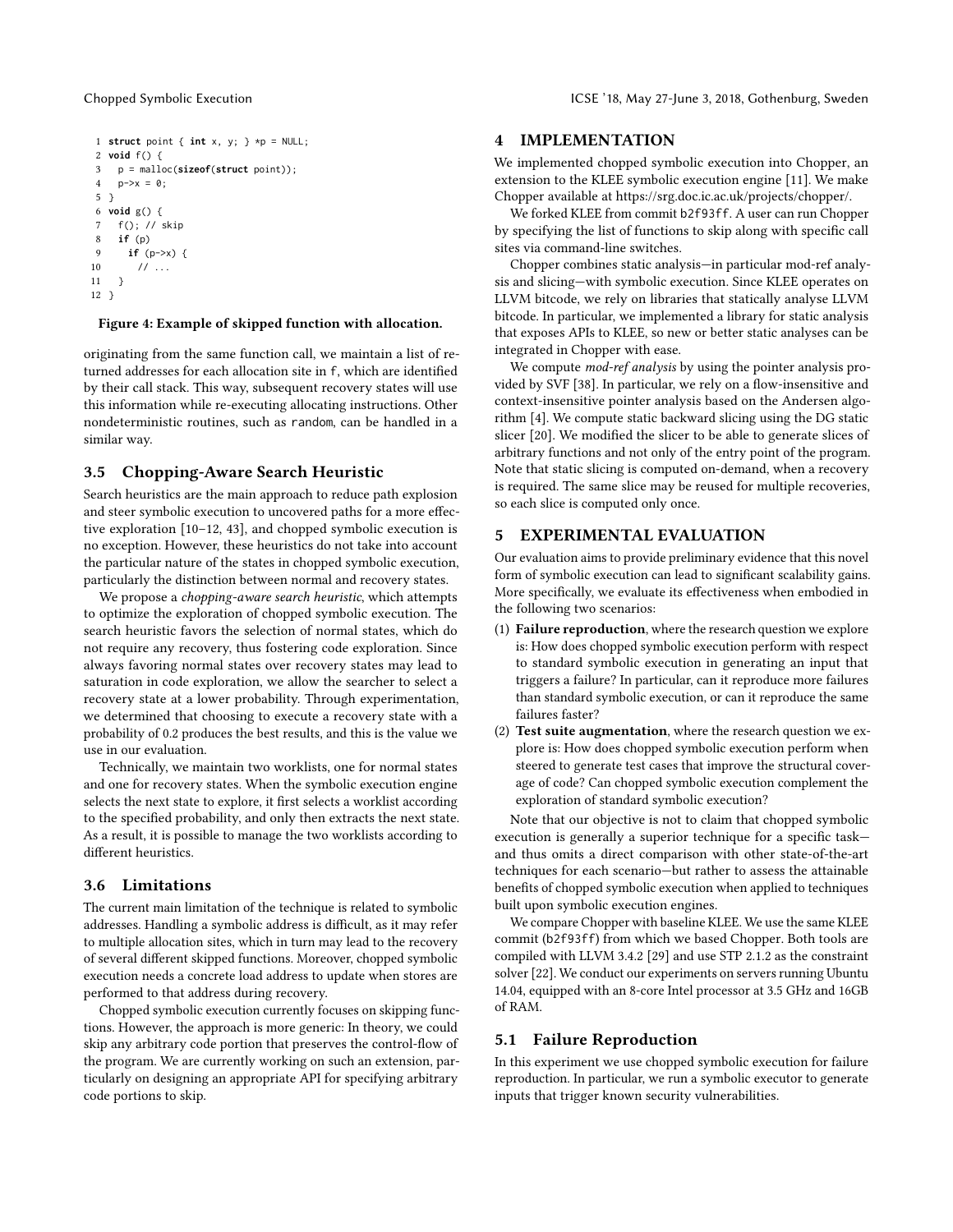```
 1 struct point { int x, y; } *p = NULL;
 2 void f() {
 3   p = malloc(sizeof(struct point));
 4   p->x = 0;
 5 }
 6 void g() {
 7   f(); // skip
 8   if (p)
 9     if (p->x) {
10       // ...
11   }
12 }
```

**Figure 4: Example of skipped function with allocation.**

originating from the same function call, we maintain a list of returned addresses for each allocation site in f, which are identified by their call stack. This way, subsequent recovery states will use this information while re-executing allocating instructions. Other nondeterministic routines, such as random, can be handled in a similar way.

### 3.5 Chopping-Aware Search Heuristic

Search heuristics are the main approach to reduce path explosion and steer symbolic execution to uncovered paths for a more effective exploration [10–12, 43], and chopped symbolic execution is no exception. However, these heuristics do not take into account the particular nature of the states in chopped symbolic execution, particularly the distinction between normal and recovery states.

We propose a *chopping-aware search heuristic*, which attempts to optimize the exploration of chopped symbolic execution. The search heuristic favors the selection of normal states, which do not require any recovery, thus fostering code exploration. Since always favoring normal states over recovery states may lead to saturation in code exploration, we allow the searcher to select a recovery state at a lower probability. Through experimentation, we determined that choosing to execute a recovery state with a probability of 0.2 produces the best results, and this is the value we use in our evaluation.

Technically, we maintain two worklists, one for normal states and one for recovery states. When the symbolic execution engine selects the next state to explore, it first selects a worklist according to the specified probability, and only then extracts the next state. As a result, it is possible to manage the two worklists according to different heuristics.

### 3.6 Limitations

The current main limitation of the technique is related to symbolic addresses. Handling a symbolic address is difficult, as it may refer to multiple allocation sites, which in turn may lead to the recovery of several different skipped functions. Moreover, chopped symbolic execution needs a concrete load address to update when stores are performed to that address during recovery.

Chopped symbolic execution currently focuses on skipping functions. However, the approach is more generic: In theory, we could skip any arbitrary code portion that preserves the control-flow of the program. We are currently working on such an extension, particularly on designing an appropriate API for specifying arbitrary code portions to skip.

## 4 IMPLEMENTATION

We implemented chopped symbolic execution into Chopper, an extension to the KLEE symbolic execution engine [11]. We make Chopper available at https://srg.doc.ic.ac.uk/projects/chopper/.

We forked KLEE from commit b2f93ff. A user can run Chopper by specifying the list of functions to skip along with specific call sites via command-line switches.

Chopper combines static analysis—in particular mod-ref analysis and slicing—with symbolic execution. Since KLEE operates on LLVM bitcode, we rely on libraries that statically analyse LLVM bitcode. In particular, we implemented a library for static analysis that exposes APIs to KLEE, so new or better static analyses can be integrated in Chopper with ease.

We compute *mod-ref analysis* by using the pointer analysis provided by SVF [38]. In particular, we rely on a flow-insensitive and context-insensitive pointer analysis based on the Andersen algorithm [4]. We compute static backward slicing using the DG static slicer [20]. We modified the slicer to be able to generate slices of arbitrary functions and not only of the entry point of the program. Note that static slicing is computed on-demand, when a recovery is required. The same slice may be reused for multiple recoveries, so each slice is computed only once.

## 5 EXPERIMENTAL EVALUATION

Our evaluation aims to provide preliminary evidence that this novel form of symbolic execution can lead to significant scalability gains. More specifically, we evaluate its effectiveness when embodied in the following two scenarios:

(1) **Failure reproduction**, where the research question we explore is: How does chopped symbolic execution perform with respect to standard symbolic execution in generating an input that triggers a failure? In particular, can it reproduce more failures than standard symbolic execution, or can it reproduce the same failures faster?
(2) **Test suite augmentation**, where the research question we explore is: How does chopped symbolic execution perform when steered to generate test cases that improve the structural coverage of code? Can chopped symbolic execution complement the exploration of standard symbolic execution?

Note that our objective is not to claim that chopped symbolic execution is generally a superior technique for a specific task—and thus omits a direct comparison with other state-of-the-art techniques for each scenario—but rather to assess the attainable benefits of chopped symbolic execution when applied to techniques built upon symbolic execution engines.

We compare Chopper with baseline KLEE. We use the same KLEE commit (b2f93ff) from which we based Chopper. Both tools are compiled with LLVM 3.4.2 [29] and use STP 2.1.2 as the constraint solver [22]. We conduct our experiments on servers running Ubuntu 14.04, equipped with an 8-core Intel processor at 3.5 GHz and 16GB of RAM.

### 5.1 Failure Reproduction

In this experiment we use chopped symbolic execution for failure reproduction. In particular, we run a symbolic executor to generate inputs that trigger known security vulnerabilities.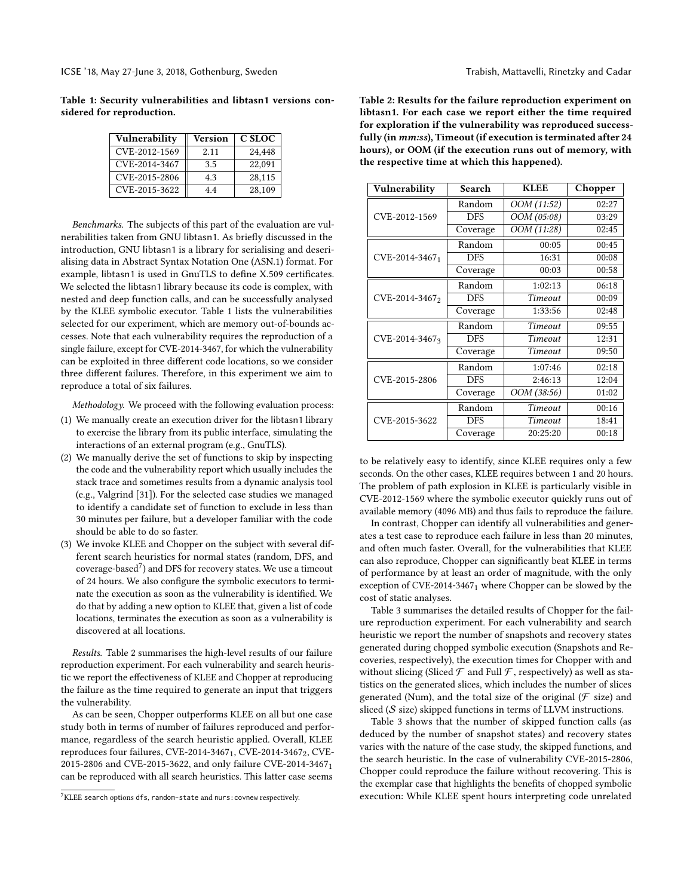Table 1: Security vulnerabilities and libtasn1 versions considered for reproduction.

| Vulnerability | Version | C SLOC |
| --- | --- | --- |
| CVE-2012-1569 | 2.11 | 24,448 |
| CVE-2014-3467 | 3.5 | 22,091 |
| CVE-2015-2806 | 4.3 | 28,115 |
| CVE-2015-3622 | 4.4 | 28,109 |

*Benchmarks.* The subjects of this part of the evaluation are vulnerabilities taken from GNU libtasn1. As briefly discussed in the introduction, GNU libtasn1 is a library for serialising and deserialising data in Abstract Syntax Notation One (ASN.1) format. For example, libtasn1 is used in GnuTLS to define X.509 certificates. We selected the libtasn1 library because its code is complex, with nested and deep function calls, and can be successfully analysed by the KLEE symbolic executor. Table 1 lists the vulnerabilities selected for our experiment, which are memory out-of-bounds accesses. Note that each vulnerability requires the reproduction of a single failure, except for CVE-2014-3467, for which the vulnerability can be exploited in three different code locations, so we consider three different failures. Therefore, in this experiment we aim to reproduce a total of six failures.

*Methodology.* We proceed with the following evaluation process:

1. We manually create an execution driver for the libtasn1 library to exercise the library from its public interface, simulating the interactions of an external program (e.g., GnuTLS).
2. We manually derive the set of functions to skip by inspecting the code and the vulnerability report which usually includes the stack trace and sometimes results from a dynamic analysis tool (e.g., Valgrind [31]). For the selected case studies we managed to identify a candidate set of function to exclude in less than 30 minutes per failure, but a developer familiar with the code should be able to do so faster.
3. We invoke KLEE and Chopper on the subject with several different search heuristics for normal states (random, DFS, and coverage-based[7]) and DFS for recovery states. We use a timeout of 24 hours. We also configure the symbolic executors to terminate the execution as soon as the vulnerability is identified. We do that by adding a new option to KLEE that, given a list of code locations, terminates the execution as soon as a vulnerability is discovered at all locations.

*Results.* Table 2 summarises the high-level results of our failure reproduction experiment. For each vulnerability and search heuristic we report the effectiveness of KLEE and Chopper at reproducing the failure as the time required to generate an input that triggers the vulnerability.

As can be seen, Chopper outperforms KLEE on all but one case study both in terms of number of failures reproduced and performance, regardless of the search heuristic applied. Overall, KLEE reproduces four failures, CVE-2014-3467$_1$, CVE-2014-3467$_2$, CVE-2015-2806 and CVE-2015-3622, and only failure CVE-2014-3467$_1$ can be reproduced with all search heuristics. This latter case seems to be relatively easy to identify, since KLEE requires only a few seconds. On the other cases, KLEE requires between 1 and 20 hours. The problem of path explosion in KLEE is particularly visible in CVE-2012-1569 where the symbolic executor quickly runs out of available memory (4096 MB) and thus fails to reproduce the failure.

[7] KLEE search options dfs, random-state and nurs:covnew respectively.

Table 2: Results for the failure reproduction experiment on libtasn1. For each case we report either the time required for exploration if the vulnerability was reproduced successfully (in *mm:ss*), Timeout (if execution is terminated after 24 hours), or OOM (if the execution runs out of memory, with the respective time at which this happened).

| Vulnerability | Search | KLEE | Chopper |
| --- | --- | --- | --- |
| CVE-2012-1569 | Random | *OOM (11:52)* | 02:27 |
| | DFS | *OOM (05:08)* | 03:29 |
| | Coverage | *OOM (11:28)* | 02:45 |
| CVE-2014-3467$_1$ | Random | 00:05 | 00:45 |
| | DFS | 16:31 | 00:08 |
| | Coverage | 00:03 | 00:58 |
| CVE-2014-3467$_2$ | Random | 1:02:13 | 06:18 |
| | DFS | *Timeout* | 00:09 |
| | Coverage | 1:33:56 | 02:48 |
| CVE-2014-3467$_3$ | Random | *Timeout* | 09:55 |
| | DFS | *Timeout* | 12:31 |
| | Coverage | *Timeout* | 09:50 |
| CVE-2015-2806 | Random | 1:07:46 | 02:18 |
| | DFS | 2:46:13 | 12:04 |
| | Coverage | *OOM (38:56)* | 01:02 |
| CVE-2015-3622 | Random | *Timeout* | 00:16 |
| | DFS | *Timeout* | 18:41 |
| | Coverage | 20:25:20 | 00:18 |

In contrast, Chopper can identify all vulnerabilities and generates a test case to reproduce each failure in less than 20 minutes, and often much faster. Overall, for the vulnerabilities that KLEE can also reproduce, Chopper can significantly beat KLEE in terms of performance by at least an order of magnitude, with the only exception of CVE-2014-3467$_1$ where Chopper can be slowed by the cost of static analyses.

Table 3 summarises the detailed results of Chopper for the failure reproduction experiment. For each vulnerability and search heuristic we report the number of snapshots and recovery states generated during chopped symbolic execution (Snapshots and Recoveries, respectively), the execution times for Chopper with and without slicing (Sliced $\mathcal{F}$ and Full $\mathcal{F}$, respectively) as well as statistics on the generated slices, which includes the number of slices generated (Num), and the total size of the original ($\mathcal{F}$ size) and sliced ($\mathcal{S}$ size) skipped functions in terms of LLVM instructions.

Table 3 shows that the number of skipped function calls (as deduced by the number of snapshot states) and recovery states varies with the nature of the case study, the skipped functions, and the search heuristic. In the case of vulnerability CVE-2015-2806, Chopper could reproduce the failure without recovering. This is the exemplar case that highlights the benefits of chopped symbolic execution: While KLEE spent hours interpreting code unrelated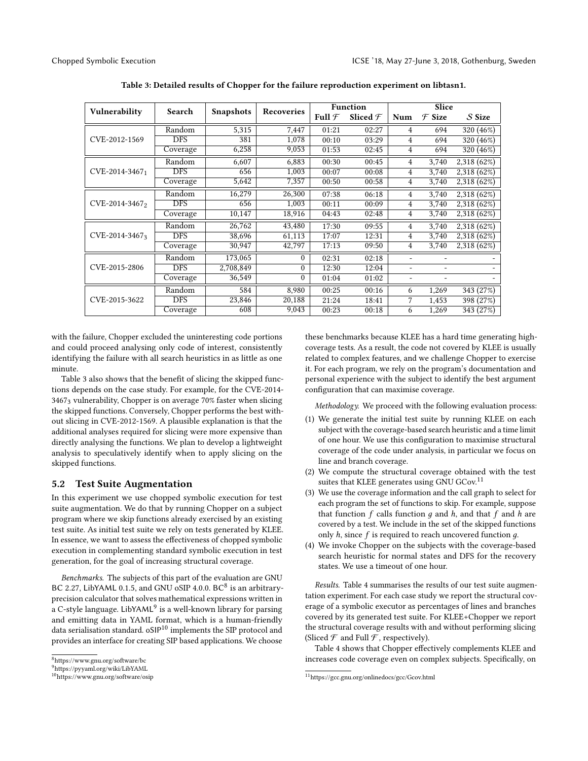**Table 3: Detailed results of Chopper for the failure reproduction experiment on libtasn1.**

| Vulnerability | Search | Snapshots | Recoveries | Function | | Slice | | |
|---|---|---|---|---|---|---|---|---|
| | | | | Full $\mathcal{F}$ | Sliced $\mathcal{F}$ | Num | $\mathcal{F}$ Size | $\mathcal{S}$ Size |
| CVE-2012-1569 | Random | 5,315 | 7,447 | 01:21 | 02:27 | 4 | 694 | 320 (46%) |
| | DFS | 381 | 1,078 | 00:10 | 03:29 | 4 | 694 | 320 (46%) |
| | Coverage | 6,258 | 9,053 | 01:53 | 02:45 | 4 | 694 | 320 (46%) |
| CVE-2014-3467$_1$ | Random | 6,607 | 6,883 | 00:30 | 00:45 | 4 | 3,740 | 2,318 (62%) |
| | DFS | 656 | 1,003 | 00:07 | 00:08 | 4 | 3,740 | 2,318 (62%) |
| | Coverage | 5,642 | 7,357 | 00:50 | 00:58 | 4 | 3,740 | 2,318 (62%) |
| CVE-2014-3467$_2$ | Random | 16,279 | 26,300 | 07:38 | 06:18 | 4 | 3,740 | 2,318 (62%) |
| | DFS | 656 | 1,003 | 00:11 | 00:09 | 4 | 3,740 | 2,318 (62%) |
| | Coverage | 10,147 | 18,916 | 04:43 | 02:48 | 4 | 3,740 | 2,318 (62%) |
| CVE-2014-3467$_3$ | Random | 26,762 | 43,480 | 17:30 | 09:55 | 4 | 3,740 | 2,318 (62%) |
| | DFS | 38,696 | 61,113 | 17:07 | 12:31 | 4 | 3,740 | 2,318 (62%) |
| | Coverage | 30,947 | 42,797 | 17:13 | 09:50 | 4 | 3,740 | 2,318 (62%) |
| CVE-2015-2806 | Random | 173,065 | 0 | 02:31 | 02:18 | - | - | - |
| | DFS | 2,708,849 | 0 | 12:30 | 12:04 | - | - | - |
| | Coverage | 36,549 | 0 | 01:04 | 01:02 | - | - | - |
| CVE-2015-3622 | Random | 584 | 8,980 | 00:25 | 00:16 | 6 | 1,269 | 343 (27%) |
| | DFS | 23,846 | 20,188 | 21:24 | 18:41 | 7 | 1,453 | 398 (27%) |
| | Coverage | 608 | 9,043 | 00:23 | 00:18 | 6 | 1,269 | 343 (27%) |

with the failure, Chopper excluded the uninteresting code portions and could proceed analysing only code of interest, consistently identifying the failure with all search heuristics in as little as one minute.

Table 3 also shows that the benefit of slicing the skipped functions depends on the case study. For example, for the CVE-2014-3467$_3$ vulnerability, Chopper is on average 70% faster when slicing the skipped functions. Conversely, Chopper performs the best without slicing in CVE-2012-1569. A plausible explanation is that the additional analyses required for slicing were more expensive than directly analysing the functions. We plan to develop a lightweight analysis to speculatively identify when to apply slicing on the skipped functions.

## 5.2 Test Suite Augmentation

In this experiment we use chopped symbolic execution for test suite augmentation. We do that by running Chopper on a subject program where we skip functions already exercised by an existing test suite. As initial test suite we rely on tests generated by KLEE. In essence, we want to assess the effectiveness of chopped symbolic execution in complementing standard symbolic execution in test generation, for the goal of increasing structural coverage.

*Benchmarks.* The subjects of this part of the evaluation are GNU BC 2.27, LibYAML 0.1.5, and GNU oSIP 4.0.0. BC[8] is an arbitrary-precision calculator that solves mathematical expressions written in a C-style language. LibYAML[9] is a well-known library for parsing and emitting data in YAML format, which is a human-friendly data serialisation standard. oSIP[10] implements the SIP protocol and provides an interface for creating SIP based applications. We choose these benchmarks because KLEE has a hard time generating high-coverage tests. As a result, the code not covered by KLEE is usually related to complex features, and we challenge Chopper to exercise it. For each program, we rely on the program's documentation and personal experience with the subject to identify the best argument configuration that can maximise coverage.

*Methodology.* We proceed with the following evaluation process:

1. We generate the initial test suite by running KLEE on each subject with the coverage-based search heuristic and a time limit of one hour. We use this configuration to maximise structural coverage of the code under analysis, in particular we focus on line and branch coverage.
2. We compute the structural coverage obtained with the test suites that KLEE generates using GNU GCov.[11]
3. We use the coverage information and the call graph to select for each program the set of functions to skip. For example, suppose that function $f$ calls function $g$ and $h$, and that $f$ and $h$ are covered by a test. We include in the set of the skipped functions only $h$, since $f$ is required to reach uncovered function $g$.
4. We invoke Chopper on the subjects with the coverage-based search heuristic for normal states and DFS for the recovery states. We use a timeout of one hour.

*Results.* Table 4 summarises the results of our test suite augmentation experiment. For each case study we report the structural coverage of a symbolic executor as percentages of lines and branches covered by its generated test suite. For KLEE+Chopper we report the structural coverage results with and without performing slicing (Sliced $\mathcal{F}$ and Full $\mathcal{F}$, respectively).

Table 4 shows that Chopper effectively complements KLEE and increases code coverage even on complex subjects. Specifically, on

[8] https://www.gnu.org/software/bc

[9] https://pyyaml.org/wiki/LibYAML

[10] https://www.gnu.org/software/osip

[11] https://gcc.gnu.org/onlinedocs/gcc/Gcov.html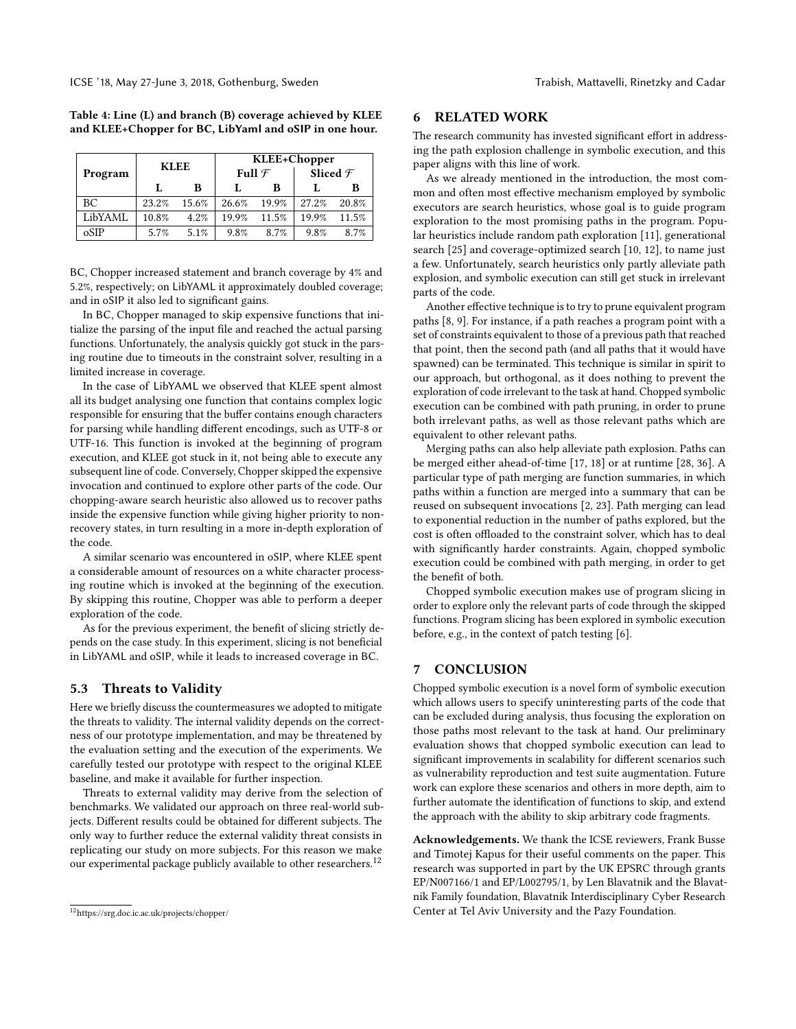Table 4: Line (L) and branch (B) coverage achieved by KLEE and KLEE+Chopper for BC, LibYaml and oSIP in one hour.

| Program | KLEE | | KLEE+Chopper | | | |
|---|---|---|---|---|---|---|
| | | | Full $\mathcal{F}$ | | Sliced $\mathcal{F}$ | |
| | L | B | L | B | L | B |
| BC | 23.2% | 15.6% | 26.6% | 19.9% | 27.2% | 20.8% |
| LibYAML | 10.8% | 4.2% | 19.9% | 11.5% | 19.9% | 11.5% |
| oSIP | 5.7% | 5.1% | 9.8% | 8.7% | 9.8% | 8.7% |

BC, Chopper increased statement and branch coverage by 4% and 5.2%, respectively; on LibYAML it approximately doubled coverage; and in oSIP it also led to significant gains.

In BC, Chopper managed to skip expensive functions that initialize the parsing of the input file and reached the actual parsing functions. Unfortunately, the analysis quickly got stuck in the parsing routine due to timeouts in the constraint solver, resulting in a limited increase in coverage.

In the case of LibYAML we observed that KLEE spent almost all its budget analysing one function that contains complex logic responsible for ensuring that the buffer contains enough characters for parsing while handling different encodings, such as UTF-8 or UTF-16. This function is invoked at the beginning of program execution, and KLEE got stuck in it, not being able to execute any subsequent line of code. Conversely, Chopper skipped the expensive invocation and continued to explore other parts of the code. Our chopping-aware search heuristic also allowed us to recover paths inside the expensive function while giving higher priority to non-recovery states, in turn resulting in a more in-depth exploration of the code.

A similar scenario was encountered in oSIP, where KLEE spent a considerable amount of resources on a white character processing routine which is invoked at the beginning of the execution. By skipping this routine, Chopper was able to perform a deeper exploration of the code.

As for the previous experiment, the benefit of slicing strictly depends on the case study. In this experiment, slicing is not beneficial in LibYAML and oSIP, while it leads to increased coverage in BC.

### 5.3 Threats to Validity

Here we briefly discuss the countermeasures we adopted to mitigate the threats to validity. The internal validity depends on the correctness of our prototype implementation, and may be threatened by the evaluation setting and the execution of the experiments. We carefully tested our prototype with respect to the original KLEE baseline, and make it available for further inspection.

Threats to external validity may derive from the selection of benchmarks. We validated our approach on three real-world subjects. Different results could be obtained for different subjects. The only way to further reduce the external validity threat consists in replicating our study on more subjects. For this reason we make our experimental package publicly available to other researchers.[12]

[12] https://srg.doc.ic.ac.uk/projects/chopper/

## 6 RELATED WORK

The research community has invested significant effort in addressing the path explosion challenge in symbolic execution, and this paper aligns with this line of work.

As we already mentioned in the introduction, the most common and often most effective mechanism employed by symbolic executors are search heuristics, whose goal is to guide program exploration to the most promising paths in the program. Popular heuristics include random path exploration [11], generational search [25] and coverage-optimized search [10, 12], to name just a few. Unfortunately, search heuristics only partly alleviate path explosion, and symbolic execution can still get stuck in irrelevant parts of the code.

Another effective technique is to try to prune equivalent program paths [8, 9]. For instance, if a path reaches a program point with a set of constraints equivalent to those of a previous path that reached that point, then the second path (and all paths that it would have spawned) can be terminated. This technique is similar in spirit to our approach, but orthogonal, as it does nothing to prevent the exploration of code irrelevant to the task at hand. Chopped symbolic execution can be combined with path pruning, in order to prune both irrelevant paths, as well as those relevant paths which are equivalent to other relevant paths.

Merging paths can also help alleviate path explosion. Paths can be merged either ahead-of-time [17, 18] or at runtime [28, 36]. A particular type of path merging are function summaries, in which paths within a function are merged into a summary that can be reused on subsequent invocations [2, 23]. Path merging can lead to exponential reduction in the number of paths explored, but the cost is often offloaded to the constraint solver, which has to deal with significantly harder constraints. Again, chopped symbolic execution could be combined with path merging, in order to get the benefit of both.

Chopped symbolic execution makes use of program slicing in order to explore only the relevant parts of code through the skipped functions. Program slicing has been explored in symbolic execution before, e.g., in the context of patch testing [6].

## 7 CONCLUSION

Chopped symbolic execution is a novel form of symbolic execution which allows users to specify uninteresting parts of the code that can be excluded during analysis, thus focusing the exploration on those paths most relevant to the task at hand. Our preliminary evaluation shows that chopped symbolic execution can lead to significant improvements in scalability for different scenarios such as vulnerability reproduction and test suite augmentation. Future work can explore these scenarios and others in more depth, aim to further automate the identification of functions to skip, and extend the approach with the ability to skip arbitrary code fragments.

**Acknowledgements.** We thank the ICSE reviewers, Frank Busse and Timotej Kapus for their useful comments on the paper. This research was supported in part by the UK EPSRC through grants EP/N007166/1 and EP/L002795/1, by Len Blavatnik and the Blavatnik Family foundation, Blavatnik Interdisciplinary Cyber Research Center at Tel Aviv University and the Pazy Foundation.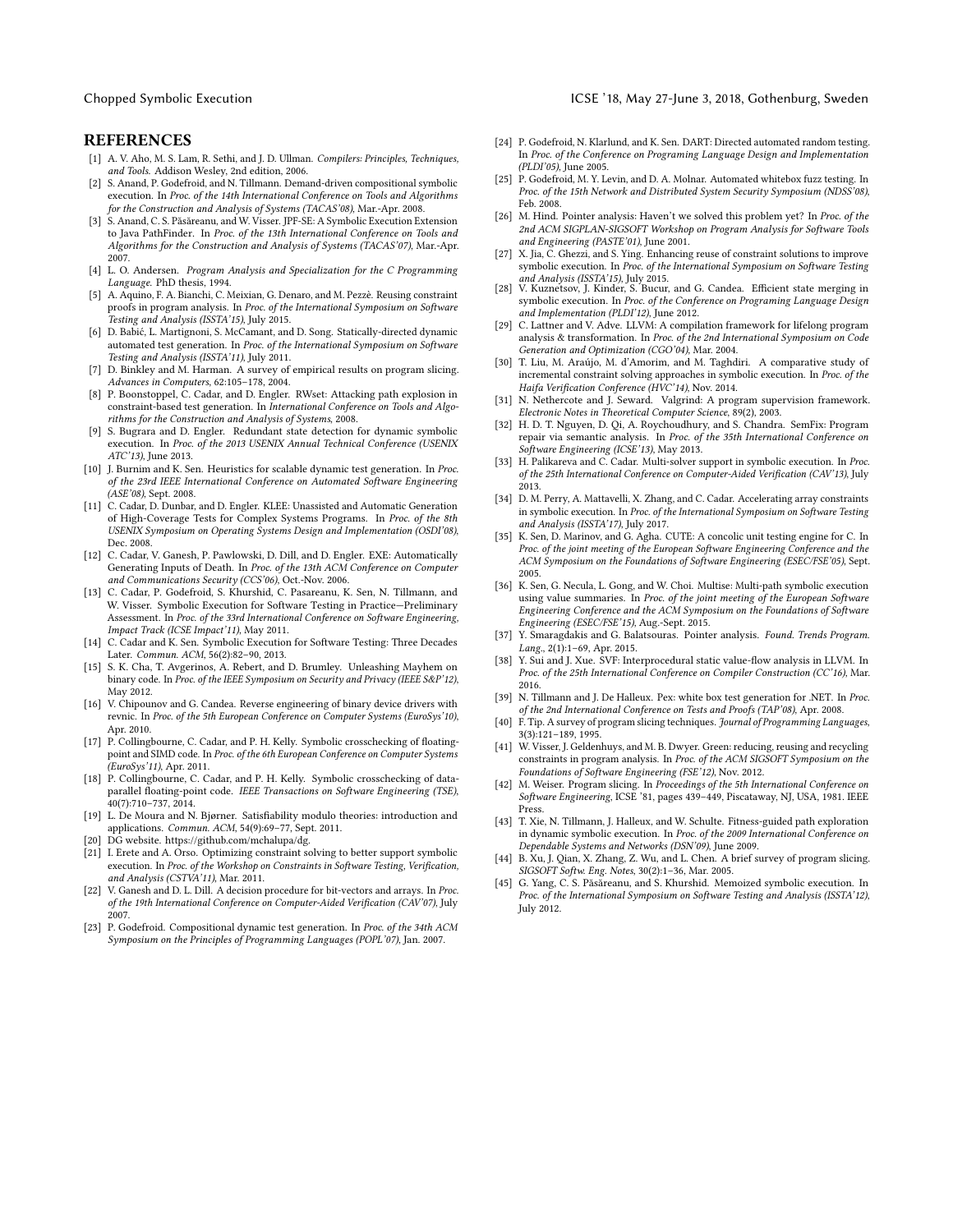## REFERENCES

[1] A. V. Aho, M. S. Lam, R. Sethi, and J. D. Ullman. *Compilers: Principles, Techniques, and Tools*. Addison Wesley, 2nd edition, 2006.

[2] S. Anand, P. Godefroid, and N. Tillmann. Demand-driven compositional symbolic execution. In *Proc. of the 14th International Conference on Tools and Algorithms for the Construction and Analysis of Systems (TACAS'08)*, Mar.-Apr. 2008.

[3] S. Anand, C. S. Păsăreanu, and W. Visser. JPF-SE: A Symbolic Execution Extension to Java PathFinder. In *Proc. of the 13th International Conference on Tools and Algorithms for the Construction and Analysis of Systems (TACAS'07)*, Mar.-Apr. 2007.

[4] L. O. Andersen. *Program Analysis and Specialization for the C Programming Language*. PhD thesis, 1994.

[5] A. Aquino, F. A. Bianchi, C. Meixian, G. Denaro, and M. Pezzè. Reusing constraint proofs in program analysis. In *Proc. of the International Symposium on Software Testing and Analysis (ISSTA'15)*, July 2015.

[6] D. Babić, L. Martignoni, S. McCamant, and D. Song. Statically-directed dynamic automated test generation. In *Proc. of the International Symposium on Software Testing and Analysis (ISSTA'11)*, July 2011.

[7] D. Binkley and M. Harman. A survey of empirical results on program slicing. *Advances in Computers*, 62:105–178, 2004.

[8] P. Boonstoppel, C. Cadar, and D. Engler. RWset: Attacking path explosion in constraint-based test generation. In *International Conference on Tools and Algorithms for the Construction and Analysis of Systems*, 2008.

[9] S. Bugrara and D. Engler. Redundant state detection for dynamic symbolic execution. In *Proc. of the 2013 USENIX Annual Technical Conference (USENIX ATC'13)*, June 2013.

[10] J. Burnim and K. Sen. Heuristics for scalable dynamic test generation. In *Proc. of the 23rd IEEE International Conference on Automated Software Engineering (ASE'08)*, Sept. 2008.

[11] C. Cadar, D. Dunbar, and D. Engler. KLEE: Unassisted and Automatic Generation of High-Coverage Tests for Complex Systems Programs. In *Proc. of the 8th USENIX Symposium on Operating Systems Design and Implementation (OSDI'08)*, Dec. 2008.

[12] C. Cadar, V. Ganesh, P. Pawlowski, D. Dill, and D. Engler. EXE: Automatically Generating Inputs of Death. In *Proc. of the 13th ACM Conference on Computer and Communications Security (CCS'06)*, Oct.-Nov. 2006.

[13] C. Cadar, P. Godefroid, S. Khurshid, C. Pasareanu, K. Sen, N. Tillmann, and W. Visser. Symbolic Execution for Software Testing in Practice—Preliminary Assessment. In *Proc. of the 33rd International Conference on Software Engineering, Impact Track (ICSE Impact'11)*, May 2011.

[14] C. Cadar and K. Sen. Symbolic Execution for Software Testing: Three Decades Later. *Commun. ACM*, 56(2):82–90, 2013.

[15] S. K. Cha, T. Avgerinos, A. Rebert, and D. Brumley. Unleashing Mayhem on binary code. In *Proc. of the IEEE Symposium on Security and Privacy (IEEE S&P'12)*, May 2012.

[16] V. Chipounov and G. Candea. Reverse engineering of binary device drivers with revnic. In *Proc. of the 5th European Conference on Computer Systems (EuroSys'10)*, Apr. 2010.

[17] P. Collingbourne, C. Cadar, and P. H. Kelly. Symbolic crosschecking of floating-point and SIMD code. In *Proc. of the 6th European Conference on Computer Systems (EuroSys'11)*, Apr. 2011.

[18] P. Collingbourne, C. Cadar, and P. H. Kelly. Symbolic crosschecking of data-parallel floating-point code. *IEEE Transactions on Software Engineering (TSE)*, 40(7):710–737, 2014.

[19] L. De Moura and N. Bjørner. Satisfiability modulo theories: introduction and applications. *Commun. ACM*, 54(9):69–77, Sept. 2011.

[20] DG website. https://github.com/mchalupa/dg.

[21] I. Erete and A. Orso. Optimizing constraint solving to better support symbolic execution. In *Proc. of the Workshop on Constraints in Software Testing, Verification, and Analysis (CSTVA'11)*, Mar. 2011.

[22] V. Ganesh and D. L. Dill. A decision procedure for bit-vectors and arrays. In *Proc. of the 19th International Conference on Computer-Aided Verification (CAV'07)*, July 2007.

[23] P. Godefroid. Compositional dynamic test generation. In *Proc. of the 34th ACM Symposium on the Principles of Programming Languages (POPL'07)*, Jan. 2007.

[24] P. Godefroid, N. Klarlund, and K. Sen. DART: Directed automated random testing. In *Proc. of the Conference on Programing Language Design and Implementation (PLDI'05)*, June 2005.

[25] P. Godefroid, M. Y. Levin, and D. A. Molnar. Automated whitebox fuzz testing. In *Proc. of the 15th Network and Distributed System Security Symposium (NDSS'08)*, Feb. 2008.

[26] M. Hind. Pointer analysis: Haven't we solved this problem yet? In *Proc. of the 2nd ACM SIGPLAN-SIGSOFT Workshop on Program Analysis for Software Tools and Engineering (PASTE'01)*, June 2001.

[27] X. Jia, C. Ghezzi, and S. Ying. Enhancing reuse of constraint solutions to improve symbolic execution. In *Proc. of the International Symposium on Software Testing and Analysis (ISSTA'15)*, July 2015.

[28] V. Kuznetsov, J. Kinder, S. Bucur, and G. Candea. Efficient state merging in symbolic execution. In *Proc. of the Conference on Programing Language Design and Implementation (PLDI'12)*, June 2012.

[29] C. Lattner and V. Adve. LLVM: A compilation framework for lifelong program analysis & transformation. In *Proc. of the 2nd International Symposium on Code Generation and Optimization (CGO'04)*, Mar. 2004.

[30] T. Liu, M. Araújo, M. d'Amorim, and M. Taghdiri. A comparative study of incremental constraint solving approaches in symbolic execution. In *Proc. of the Haifa Verification Conference (HVC'14)*, Nov. 2014.

[31] N. Nethercote and J. Seward. Valgrind: A program supervision framework. *Electronic Notes in Theoretical Computer Science*, 89(2), 2003.

[32] H. D. T. Nguyen, D. Qi, A. Roychoudhury, and S. Chandra. SemFix: Program repair via semantic analysis. In *Proc. of the 35th International Conference on Software Engineering (ICSE'13)*, May 2013.

[33] H. Palikareva and C. Cadar. Multi-solver support in symbolic execution. In *Proc. of the 25th International Conference on Computer-Aided Verification (CAV'13)*, July 2013.

[34] D. M. Perry, A. Mattavelli, X. Zhang, and C. Cadar. Accelerating array constraints in symbolic execution. In *Proc. of the International Symposium on Software Testing and Analysis (ISSTA'17)*, July 2017.

[35] K. Sen, D. Marinov, and G. Agha. CUTE: A concolic unit testing engine for C. In *Proc. of the joint meeting of the European Software Engineering Conference and the ACM Symposium on the Foundations of Software Engineering (ESEC/FSE'05)*, Sept. 2005.

[36] K. Sen, G. Necula, L. Gong, and W. Choi. Multise: Multi-path symbolic execution using value summaries. In *Proc. of the joint meeting of the European Software Engineering Conference and the ACM Symposium on the Foundations of Software Engineering (ESEC/FSE'15)*, Aug.-Sept. 2015.

[37] Y. Smaragdakis and G. Balatsouras. Pointer analysis. *Found. Trends Program. Lang.*, 2(1):1–69, Apr. 2015.

[38] Y. Sui and J. Xue. SVF: Interprocedural static value-flow analysis in LLVM. In *Proc. of the 25th International Conference on Compiler Construction (CC'16)*, Mar. 2016.

[39] N. Tillmann and J. De Halleux. Pex: white box test generation for .NET. In *Proc. of the 2nd International Conference on Tests and Proofs (TAP'08)*, Apr. 2008.

[40] F. Tip. A survey of program slicing techniques. *Journal of Programming Languages*, 3(3):121–189, 1995.

[41] W. Visser, J. Geldenhuys, and M. B. Dwyer. Green: reducing, reusing and recycling constraints in program analysis. In *Proc. of the ACM SIGSOFT Symposium on the Foundations of Software Engineering (FSE'12)*, Nov. 2012.

[42] M. Weiser. Program slicing. In *Proceedings of the 5th International Conference on Software Engineering*, ICSE '81, pages 439–449, Piscataway, NJ, USA, 1981. IEEE Press.

[43] T. Xie, N. Tillmann, J. Halleux, and W. Schulte. Fitness-guided path exploration in dynamic symbolic execution. In *Proc. of the 2009 International Conference on Dependable Systems and Networks (DSN'09)*, June 2009.

[44] B. Xu, J. Qian, X. Zhang, Z. Wu, and L. Chen. A brief survey of program slicing. *SIGSOFT Softw. Eng. Notes*, 30(2):1–36, Mar. 2005.

[45] G. Yang, C. S. Păsăreanu, and S. Khurshid. Memoized symbolic execution. In *Proc. of the International Symposium on Software Testing and Analysis (ISSTA'12)*, July 2012.